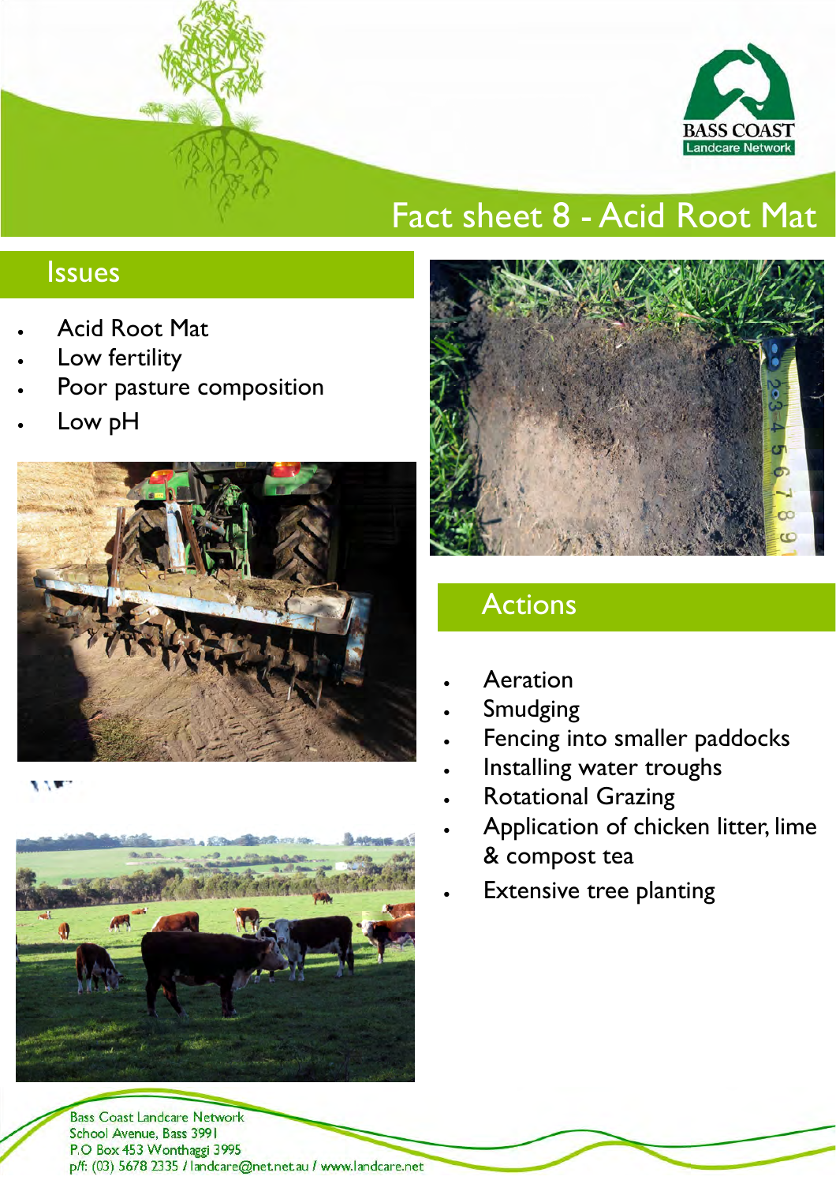# Fact sheet 8 - Acid Root Mat

## Issues

- Acid Root Mat
- Low fertility
- Poor pasture composition
- Low pH

## Actions

- Aeration
- Smudging
- Fencing into smaller paddocks
- Installing water troughs
- Rotational Grazing
- Application of chicken litter, lime & compost tea
- Extensive tree planting

Bass Coast Landcare Network
School Avenue, Bass 3991
P.O Box 453 Wonthaggi 3995
p/f: (03) 5678 2335 / landcare@net.net.au / www.landcare.net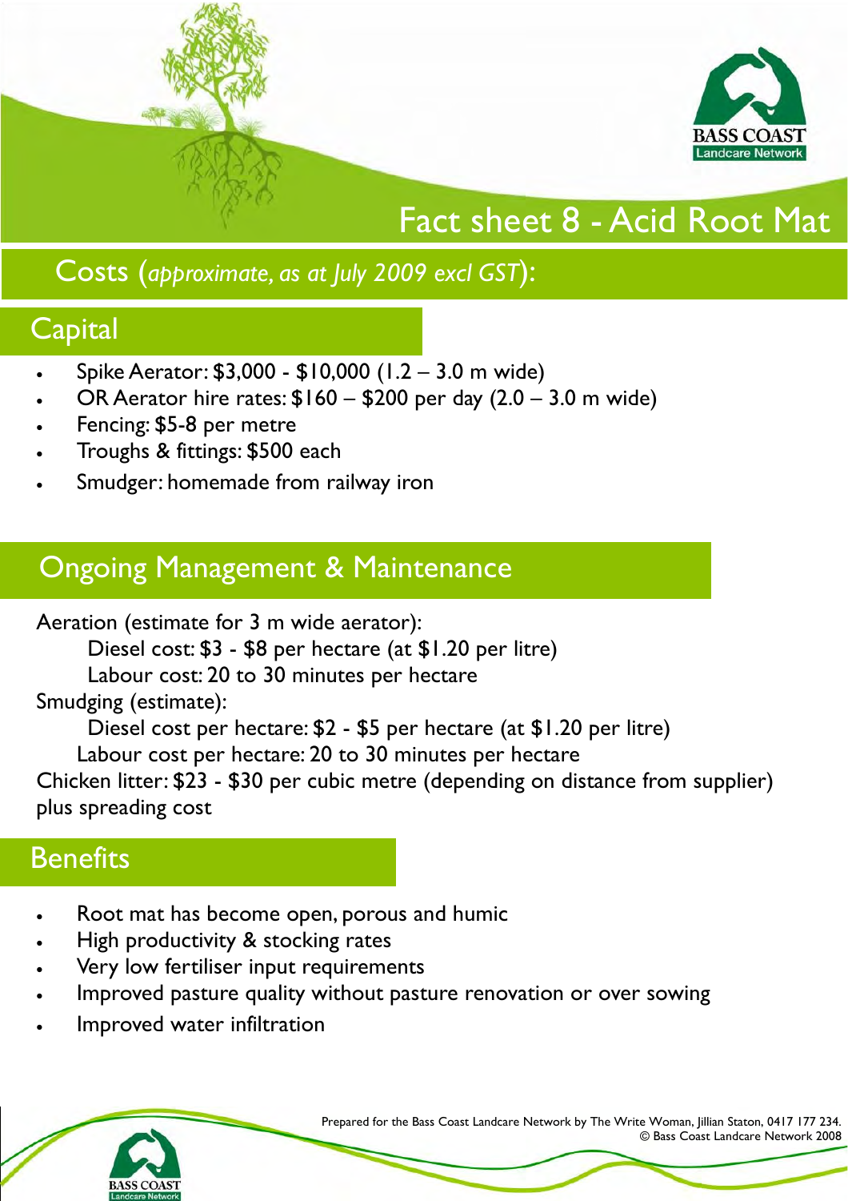# Fact sheet 8 - Acid Root Mat

## Costs (*approximate, as at July 2009 excl GST*):

### Capital

- Spike Aerator: $3,000 - $10,000 (1.2 – 3.0 m wide)
- OR Aerator hire rates: $160 – $200 per day (2.0 – 3.0 m wide)
- Fencing: $5-8 per metre
- Troughs & fittings: $500 each
- Smudger: homemade from railway iron

### Ongoing Management & Maintenance

Aeration (estimate for 3 m wide aerator):

Diesel cost: $3 - $8 per hectare (at $1.20 per litre)

Labour cost: 20 to 30 minutes per hectare

Smudging (estimate):

Diesel cost per hectare: $2 - $5 per hectare (at $1.20 per litre)

Labour cost per hectare: 20 to 30 minutes per hectare

Chicken litter: $23 - $30 per cubic metre (depending on distance from supplier) plus spreading cost

### Benefits

- Root mat has become open, porous and humic
- High productivity & stocking rates
- Very low fertiliser input requirements
- Improved pasture quality without pasture renovation or over sowing
- Improved water infiltration

Prepared for the Bass Coast Landcare Network by The Write Woman, Jillian Staton, 0417 177 234.
© Bass Coast Landcare Network 2008